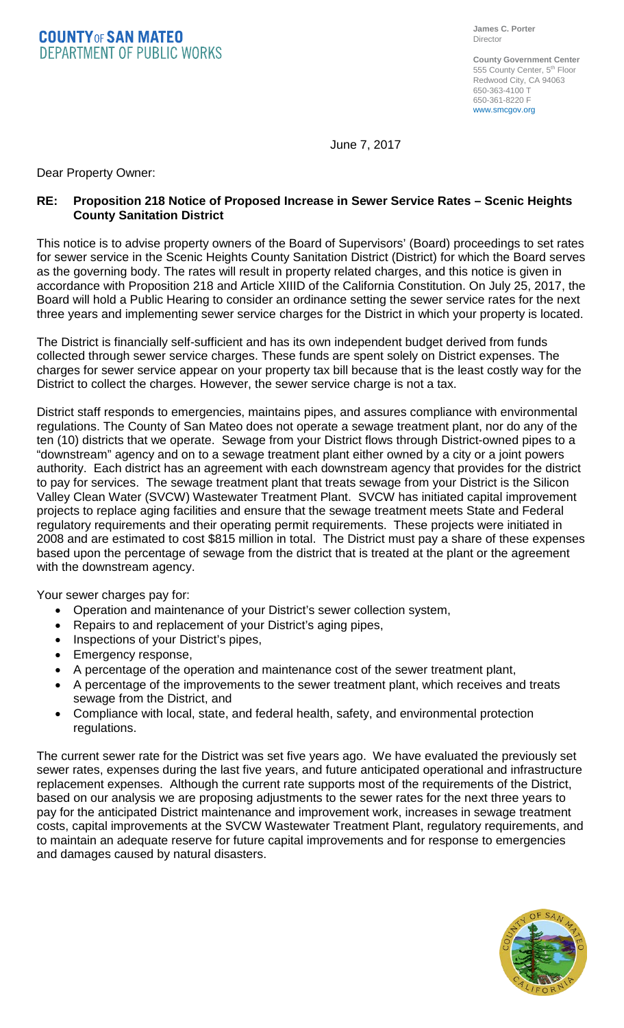**COUNTY OF SAN MATEO**
**DEPARTMENT OF PUBLIC WORKS**

**James C. Porter**
Director

**County Government Center**
555 County Center, 5th Floor
Redwood City, CA 94063
650-363-4100 T
650-361-8220 F
www.smcgov.org

June 7, 2017

Dear Property Owner:

**RE: Proposition 218 Notice of Proposed Increase in Sewer Service Rates – Scenic Heights County Sanitation District**

This notice is to advise property owners of the Board of Supervisors' (Board) proceedings to set rates for sewer service in the Scenic Heights County Sanitation District (District) for which the Board serves as the governing body. The rates will result in property related charges, and this notice is given in accordance with Proposition 218 and Article XIIID of the California Constitution. On July 25, 2017, the Board will hold a Public Hearing to consider an ordinance setting the sewer service rates for the next three years and implementing sewer service charges for the District in which your property is located.

The District is financially self-sufficient and has its own independent budget derived from funds collected through sewer service charges. These funds are spent solely on District expenses. The charges for sewer service appear on your property tax bill because that is the least costly way for the District to collect the charges. However, the sewer service charge is not a tax.

District staff responds to emergencies, maintains pipes, and assures compliance with environmental regulations. The County of San Mateo does not operate a sewage treatment plant, nor do any of the ten (10) districts that we operate. Sewage from your District flows through District-owned pipes to a "downstream" agency and on to a sewage treatment plant either owned by a city or a joint powers authority. Each district has an agreement with each downstream agency that provides for the district to pay for services. The sewage treatment plant that treats sewage from your District is the Silicon Valley Clean Water (SVCW) Wastewater Treatment Plant. SVCW has initiated capital improvement projects to replace aging facilities and ensure that the sewage treatment meets State and Federal regulatory requirements and their operating permit requirements. These projects were initiated in 2008 and are estimated to cost $815 million in total. The District must pay a share of these expenses based upon the percentage of sewage from the district that is treated at the plant or the agreement with the downstream agency.

Your sewer charges pay for:

- Operation and maintenance of your District's sewer collection system,
- Repairs to and replacement of your District's aging pipes,
- Inspections of your District's pipes,
- Emergency response,
- A percentage of the operation and maintenance cost of the sewer treatment plant,
- A percentage of the improvements to the sewer treatment plant, which receives and treats sewage from the District, and
- Compliance with local, state, and federal health, safety, and environmental protection regulations.

The current sewer rate for the District was set five years ago. We have evaluated the previously set sewer rates, expenses during the last five years, and future anticipated operational and infrastructure replacement expenses. Although the current rate supports most of the requirements of the District, based on our analysis we are proposing adjustments to the sewer rates for the next three years to pay for the anticipated District maintenance and improvement work, increases in sewage treatment costs, capital improvements at the SVCW Wastewater Treatment Plant, regulatory requirements, and to maintain an adequate reserve for future capital improvements and for response to emergencies and damages caused by natural disasters.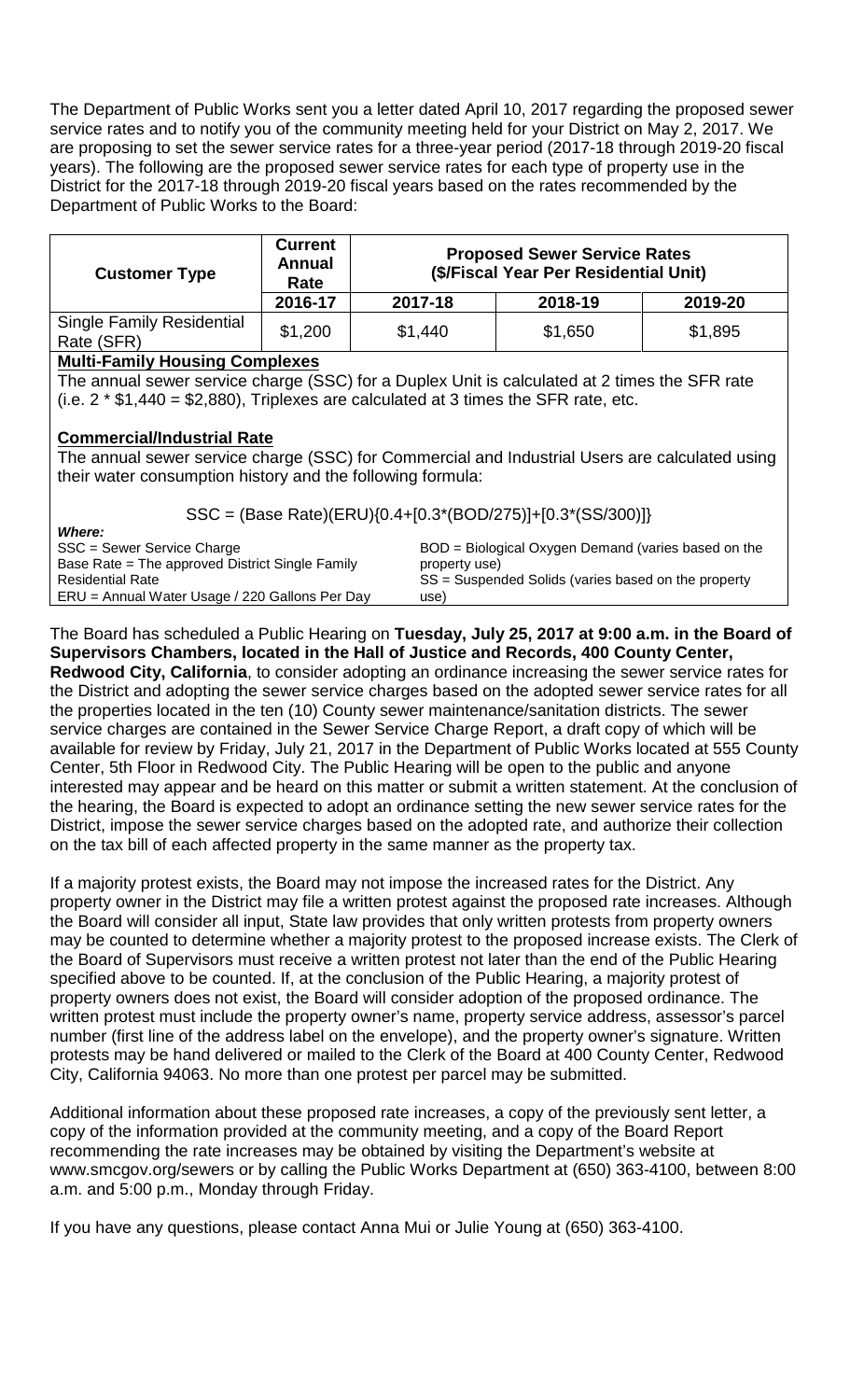The Department of Public Works sent you a letter dated April 10, 2017 regarding the proposed sewer service rates and to notify you of the community meeting held for your District on May 2, 2017. We are proposing to set the sewer service rates for a three-year period (2017-18 through 2019-20 fiscal years). The following are the proposed sewer service rates for each type of property use in the District for the 2017-18 through 2019-20 fiscal years based on the rates recommended by the Department of Public Works to the Board:

| Customer Type | Current Annual Rate | Proposed Sewer Service Rates (\$/Fiscal Year Per Residential Unit) | | |
|---|---|---|---|---|
| | 2016-17 | 2017-18 | 2018-19 | 2019-20 |
| Single Family Residential Rate (SFR) | \$1,200 | \$1,440 | \$1,650 | \$1,895 |

**Multi-Family Housing Complexes**

The annual sewer service charge (SSC) for a Duplex Unit is calculated at 2 times the SFR rate (i.e. $2 * \$1,440 = \$2,880$), Triplexes are calculated at 3 times the SFR rate, etc.

**Commercial/Industrial Rate**

The annual sewer service charge (SSC) for Commercial and Industrial Users are calculated using their water consumption history and the following formula:

$$SSC = (\text{Base Rate})(ERU)\{0.4+[0.3*(BOD/275)]+[0.3*(SS/300)]\}$$

***Where:***

SSC = Sewer Service Charge

Base Rate = The approved District Single Family Residential Rate

ERU = Annual Water Usage / 220 Gallons Per Day

BOD = Biological Oxygen Demand (varies based on the property use)

SS = Suspended Solids (varies based on the property use)

The Board has scheduled a Public Hearing on **Tuesday, July 25, 2017 at 9:00 a.m. in the Board of Supervisors Chambers, located in the Hall of Justice and Records, 400 County Center, Redwood City, California**, to consider adopting an ordinance increasing the sewer service rates for the District and adopting the sewer service charges based on the adopted sewer service rates for all the properties located in the ten (10) County sewer maintenance/sanitation districts. The sewer service charges are contained in the Sewer Service Charge Report, a draft copy of which will be available for review by Friday, July 21, 2017 in the Department of Public Works located at 555 County Center, 5th Floor in Redwood City. The Public Hearing will be open to the public and anyone interested may appear and be heard on this matter or submit a written statement. At the conclusion of the hearing, the Board is expected to adopt an ordinance setting the new sewer service rates for the District, impose the sewer service charges based on the adopted rate, and authorize their collection on the tax bill of each affected property in the same manner as the property tax.

If a majority protest exists, the Board may not impose the increased rates for the District. Any property owner in the District may file a written protest against the proposed rate increases. Although the Board will consider all input, State law provides that only written protests from property owners may be counted to determine whether a majority protest to the proposed increase exists. The Clerk of the Board of Supervisors must receive a written protest not later than the end of the Public Hearing specified above to be counted. If, at the conclusion of the Public Hearing, a majority protest of property owners does not exist, the Board will consider adoption of the proposed ordinance. The written protest must include the property owner's name, property service address, assessor's parcel number (first line of the address label on the envelope), and the property owner's signature. Written protests may be hand delivered or mailed to the Clerk of the Board at 400 County Center, Redwood City, California 94063. No more than one protest per parcel may be submitted.

Additional information about these proposed rate increases, a copy of the previously sent letter, a copy of the information provided at the community meeting, and a copy of the Board Report recommending the rate increases may be obtained by visiting the Department's website at www.smcgov.org/sewers or by calling the Public Works Department at (650) 363-4100, between 8:00 a.m. and 5:00 p.m., Monday through Friday.

If you have any questions, please contact Anna Mui or Julie Young at (650) 363-4100.